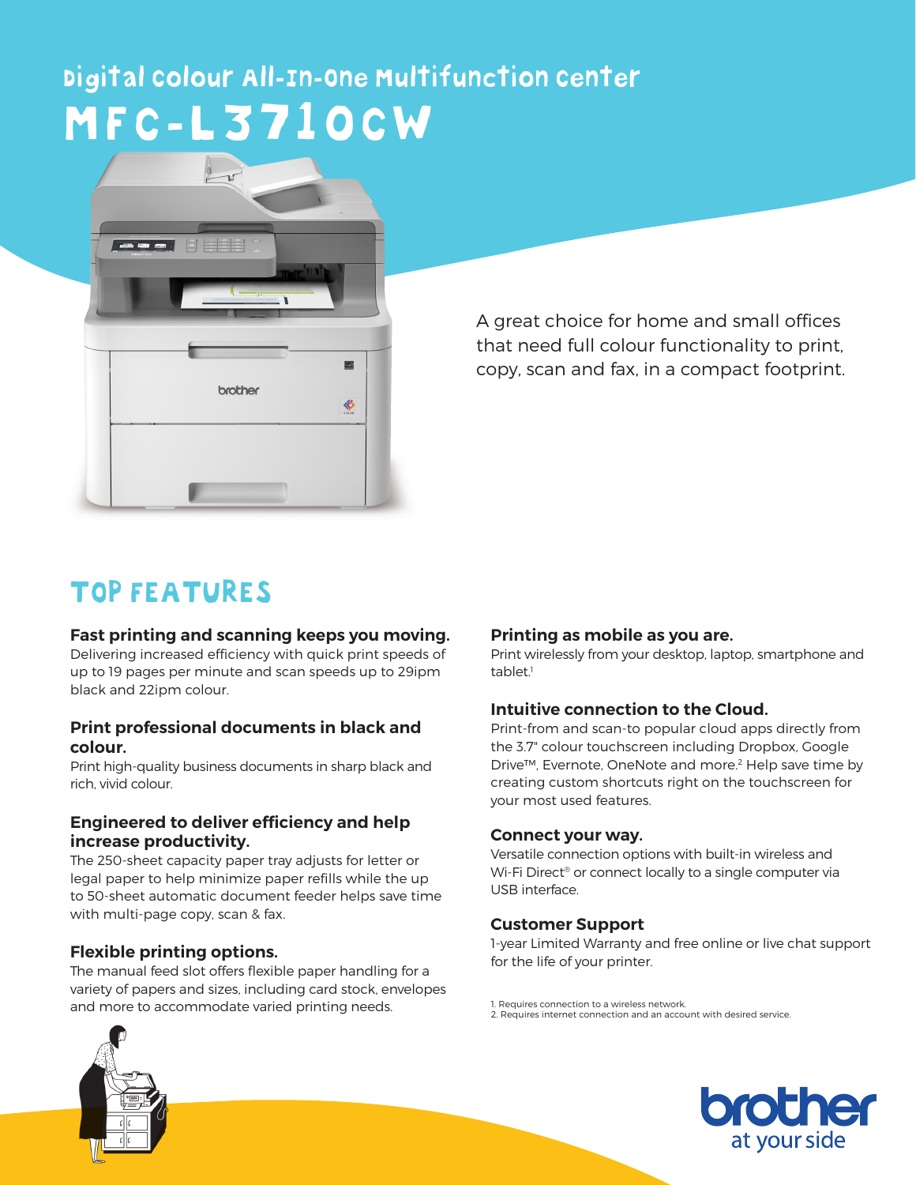# Digital colour All-In-One Multifunction center

# MFC-L3710CW

A great choice for home and small offices that need full colour functionality to print, copy, scan and fax, in a compact footprint.

## TOP FEATURES

**Fast printing and scanning keeps you moving.**
Delivering increased efficiency with quick print speeds of up to 19 pages per minute and scan speeds up to 29ipm black and 22ipm colour.

**Print professional documents in black and colour.**
Print high-quality business documents in sharp black and rich, vivid colour.

**Engineered to deliver efficiency and help increase productivity.**
The 250-sheet capacity paper tray adjusts for letter or legal paper to help minimize paper refills while the up to 50-sheet automatic document feeder helps save time with multi-page copy, scan & fax.

**Flexible printing options.**
The manual feed slot offers flexible paper handling for a variety of papers and sizes, including card stock, envelopes and more to accommodate varied printing needs.

**Printing as mobile as you are.**
Print wirelessly from your desktop, laptop, smartphone and tablet.[1]

**Intuitive connection to the Cloud.**
Print-from and scan-to popular cloud apps directly from the 3.7" colour touchscreen including Dropbox, Google Drive™, Evernote, OneNote and more.[2] Help save time by creating custom shortcuts right on the touchscreen for your most used features.

**Connect your way.**
Versatile connection options with built-in wireless and Wi-Fi Direct® or connect locally to a single computer via USB interface.

**Customer Support**
1-year Limited Warranty and free online or live chat support for the life of your printer.

1. Requires connection to a wireless network.
2. Requires internet connection and an account with desired service.

brother at your side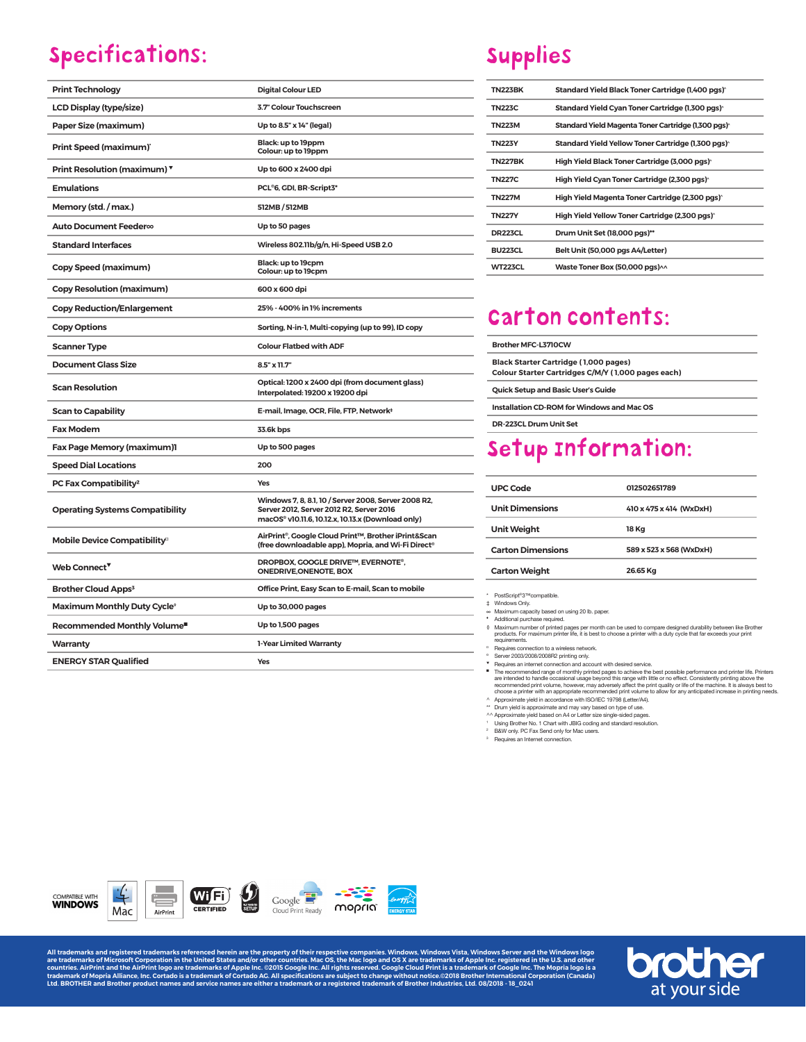# Specifications:

| | |
|---|---|
| Print Technology | Digital Colour LED |
| LCD Display (type/size) | 3.7" Colour Touchscreen |
| Paper Size (maximum) | Up to 8.5" x 14" (legal) |
| Print Speed (maximum)^ | Black: up to 19ppm<br>Colour: up to 19ppm |
| Print Resolution (maximum) ▼ | Up to 600 x 2400 dpi |
| Emulations | PCL®6, GDI, BR-Script3* |
| Memory (std. / max.) | 512MB / 512MB |
| Auto Document Feeder∞ | Up to 50 pages |
| Standard Interfaces | Wireless 802.11b/g/n, Hi-Speed USB 2.0 |
| Copy Speed (maximum) | Black: up to 19cpm<br>Colour: up to 19cpm |
| Copy Resolution (maximum) | 600 x 600 dpi |
| Copy Reduction/Enlargement | 25% - 400% in 1% increments |
| Copy Options | Sorting, N-in-1, Multi-copying (up to 99), ID copy |
| Scanner Type | Colour Flatbed with ADF |
| Document Glass Size | 8.5" x 11.7" |
| Scan Resolution | Optical: 1200 x 2400 dpi (from document glass)<br>Interpolated: 19200 x 19200 dpi |
| Scan to Capability | E-mail, Image, OCR, File, FTP, Network‡ |
| Fax Modem | 33.6k bps |
| Fax Page Memory (maximum)1 | Up to 500 pages |
| Speed Dial Locations | 200 |
| PC Fax Compatibility² | Yes |
| Operating Systems Compatibility | Windows 7, 8, 8.1, 10 / Server 2008, Server 2008 R2, Server 2012, Server 2012 R2, Server 2016<br>macOS® v10.11.6, 10.12.x, 10.13.x (Download only) |
| Mobile Device Compatibility¤ | AirPrint®, Google Cloud Print™, Brother iPrint&Scan (free downloadable app), Mopria, and Wi-Fi Direct® |
| Web Connect▼ | DROPBOX, GOOGLE DRIVE™, EVERNOTE®, ONEDRIVE,ONENOTE, BOX |
| Brother Cloud Apps³ | Office Print, Easy Scan to E-mail, Scan to mobile |
| Maximum Monthly Duty Cycle◊ | Up to 30,000 pages |
| Recommended Monthly Volume■ | Up to 1,500 pages |
| Warranty | 1-Year Limited Warranty |
| ENERGY STAR Qualified | Yes |

# Supplies

| | |
|---|---|
| TN223BK | Standard Yield Black Toner Cartridge (1,400 pgs)^ |
| TN223C | Standard Yield Cyan Toner Cartridge (1,300 pgs)^ |
| TN223M | Standard Yield Magenta Toner Cartridge (1,300 pgs)^ |
| TN223Y | Standard Yield Yellow Toner Cartridge (1,300 pgs)^ |
| TN227BK | High Yield Black Toner Cartridge (3,000 pgs)^ |
| TN227C | High Yield Cyan Toner Cartridge (2,300 pgs)^ |
| TN227M | High Yield Magenta Toner Cartridge (2,300 pgs)^ |
| TN227Y | High Yield Yellow Toner Cartridge (2,300 pgs)^ |
| DR223CL | Drum Unit Set (18,000 pgs)** |
| BU223CL | Belt Unit (50,000 pgs A4/Letter) |
| WT223CL | Waste Toner Box (50,000 pgs)^^ |

# Carton contents:

| |
|---|
| Brother MFC-L3710CW |
| Black Starter Cartridge ( 1,000 pages)<br>Colour Starter Cartridges C/M/Y ( 1,000 pages each) |
| Quick Setup and Basic User's Guide |
| Installation CD-ROM for Windows and Mac OS |
| DR-223CL Drum Unit Set |

# Setup Information:

| | |
|---|---|
| UPC Code | 012502651789 |
| Unit Dimensions | 410 x 475 x 414 (WxDxH) |
| Unit Weight | 18 Kg |
| Carton Dimensions | 589 x 523 x 568 (WxDxH) |
| Carton Weight | 26.65 Kg |

\* PostScript®3™compatible.
‡ Windows Only.
∞ Maximum capacity based on using 20 lb. paper.
• Additional purchase required.
◊ Maximum number of printed pages per month can be used to compare designed durability between like Brother products. For maximum printer life, it is best to choose a printer with a duty cycle that far exceeds your print requirements.
¤ Requires connection to a wireless network.
° Server 2003/2008/2008R2 printing only.
▼ Requires an internet connection and account with desired service.
■ The recommended range of monthly printed pages to achieve the best possible performance and printer life. Printers are intended to handle occasional usage beyond this range with little or no effect. Consistently printing above the recommended print volume, however, may adversely affect the print quality or life of the machine. It is always best to choose a printer with an appropriate recommended print volume to allow for any anticipated increase in printing needs.
^ Approximate yield in accordance with ISO/IEC 19798 (Letter/A4).
** Drum yield is approximate and may vary based on type of use.
^^ Approximate yield based on A4 or Letter size single-sided pages.
1 Using Brother No. 1 Chart with JBIG coding and standard resolution.
2 B&W only. PC Fax Send only for Mac users.
3 Requires an Internet connection.

COMPATIBLE WITH WINDOWS

Mac

AirPrint

Wi Fi CERTIFIED

Google Cloud Print Ready

mopria

ENERGY STAR

All trademarks and registered trademarks referenced herein are the property of their respective companies. Windows, Windows Vista, Windows Server and the Windows logo are trademarks of Microsoft Corporation in the United States and/or other countries. Mac OS, the Mac logo and OS X are trademarks of Apple Inc. registered in the U.S. and other countries. AirPrint and the AirPrint logo are trademarks of Apple Inc. ©2015 Google Inc. All rights reserved. Google Cloud Print is a trademark of Google Inc. The Mopria logo is a trademark of Mopria Alliance, Inc. Cortado is a trademark of Cortado AG. All specifications are subject to change without notice.©2018 Brother International Corporation (Canada) Ltd. BROTHER and Brother product names and service names are either a trademark or a registered trademark of Brother Industries, Ltd. 08/2018 - 18_0241

brother at your side